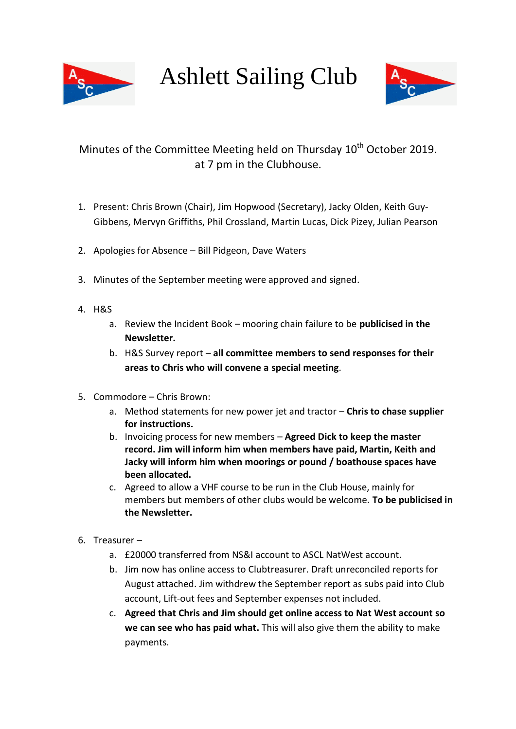# Ashlett Sailing Club

Minutes of the Committee Meeting held on Thursday 10th October 2019. at 7 pm in the Clubhouse.

1. Present: Chris Brown (Chair), Jim Hopwood (Secretary), Jacky Olden, Keith Guy-Gibbens, Mervyn Griffiths, Phil Crossland, Martin Lucas, Dick Pizey, Julian Pearson

2. Apologies for Absence – Bill Pidgeon, Dave Waters

3. Minutes of the September meeting were approved and signed.

4. H&S
   a. Review the Incident Book – mooring chain failure to be **publicised in the Newsletter.**
   b. H&S Survey report – **all committee members to send responses for their areas to Chris who will convene a special meeting**.

5. Commodore – Chris Brown:
   a. Method statements for new power jet and tractor – **Chris to chase supplier for instructions.**
   b. Invoicing process for new members – **Agreed Dick to keep the master record. Jim will inform him when members have paid, Martin, Keith and Jacky will inform him when moorings or pound / boathouse spaces have been allocated.**
   c. Agreed to allow a VHF course to be run in the Club House, mainly for members but members of other clubs would be welcome. **To be publicised in the Newsletter.**

6. Treasurer –
   a. £20000 transferred from NS&I account to ASCL NatWest account.
   b. Jim now has online access to Clubtreasurer. Draft unreconciled reports for August attached. Jim withdrew the September report as subs paid into Club account, Lift-out fees and September expenses not included.
   c. **Agreed that Chris and Jim should get online access to Nat West account so we can see who has paid what.** This will also give them the ability to make payments.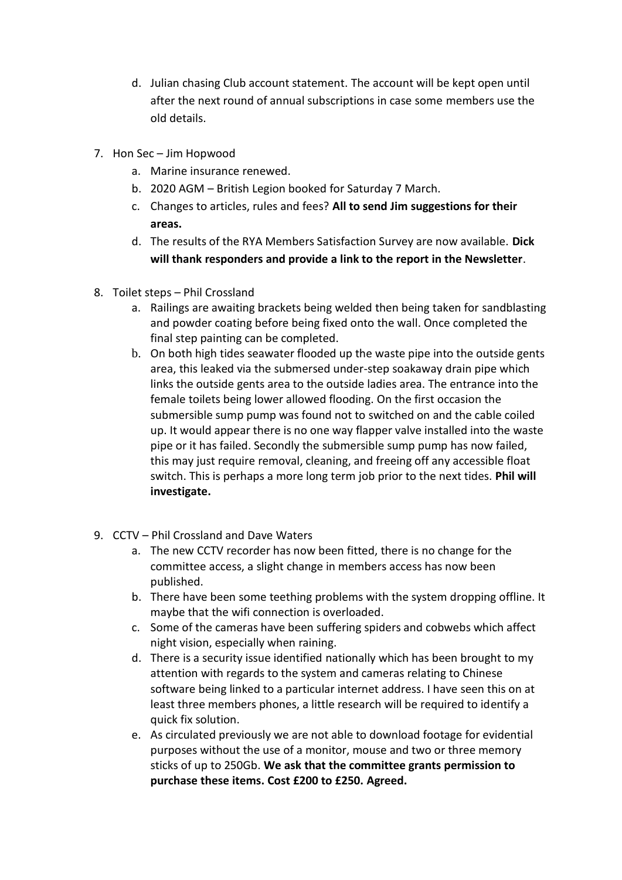d. Julian chasing Club account statement. The account will be kept open until after the next round of annual subscriptions in case some members use the old details.

7. Hon Sec – Jim Hopwood
   a. Marine insurance renewed.
   b. 2020 AGM – British Legion booked for Saturday 7 March.
   c. Changes to articles, rules and fees? **All to send Jim suggestions for their areas.**
   d. The results of the RYA Members Satisfaction Survey are now available. **Dick will thank responders and provide a link to the report in the Newsletter**.

8. Toilet steps – Phil Crossland
   a. Railings are awaiting brackets being welded then being taken for sandblasting and powder coating before being fixed onto the wall. Once completed the final step painting can be completed.
   b. On both high tides seawater flooded up the waste pipe into the outside gents area, this leaked via the submersed under-step soakaway drain pipe which links the outside gents area to the outside ladies area. The entrance into the female toilets being lower allowed flooding. On the first occasion the submersible sump pump was found not to switched on and the cable coiled up. It would appear there is no one way flapper valve installed into the waste pipe or it has failed. Secondly the submersible sump pump has now failed, this may just require removal, cleaning, and freeing off any accessible float switch. This is perhaps a more long term job prior to the next tides. **Phil will investigate.**

9. CCTV – Phil Crossland and Dave Waters
   a. The new CCTV recorder has now been fitted, there is no change for the committee access, a slight change in members access has now been published.
   b. There have been some teething problems with the system dropping offline. It maybe that the wifi connection is overloaded.
   c. Some of the cameras have been suffering spiders and cobwebs which affect night vision, especially when raining.
   d. There is a security issue identified nationally which has been brought to my attention with regards to the system and cameras relating to Chinese software being linked to a particular internet address. I have seen this on at least three members phones, a little research will be required to identify a quick fix solution.
   e. As circulated previously we are not able to download footage for evidential purposes without the use of a monitor, mouse and two or three memory sticks of up to 250Gb. **We ask that the committee grants permission to purchase these items. Cost £200 to £250. Agreed.**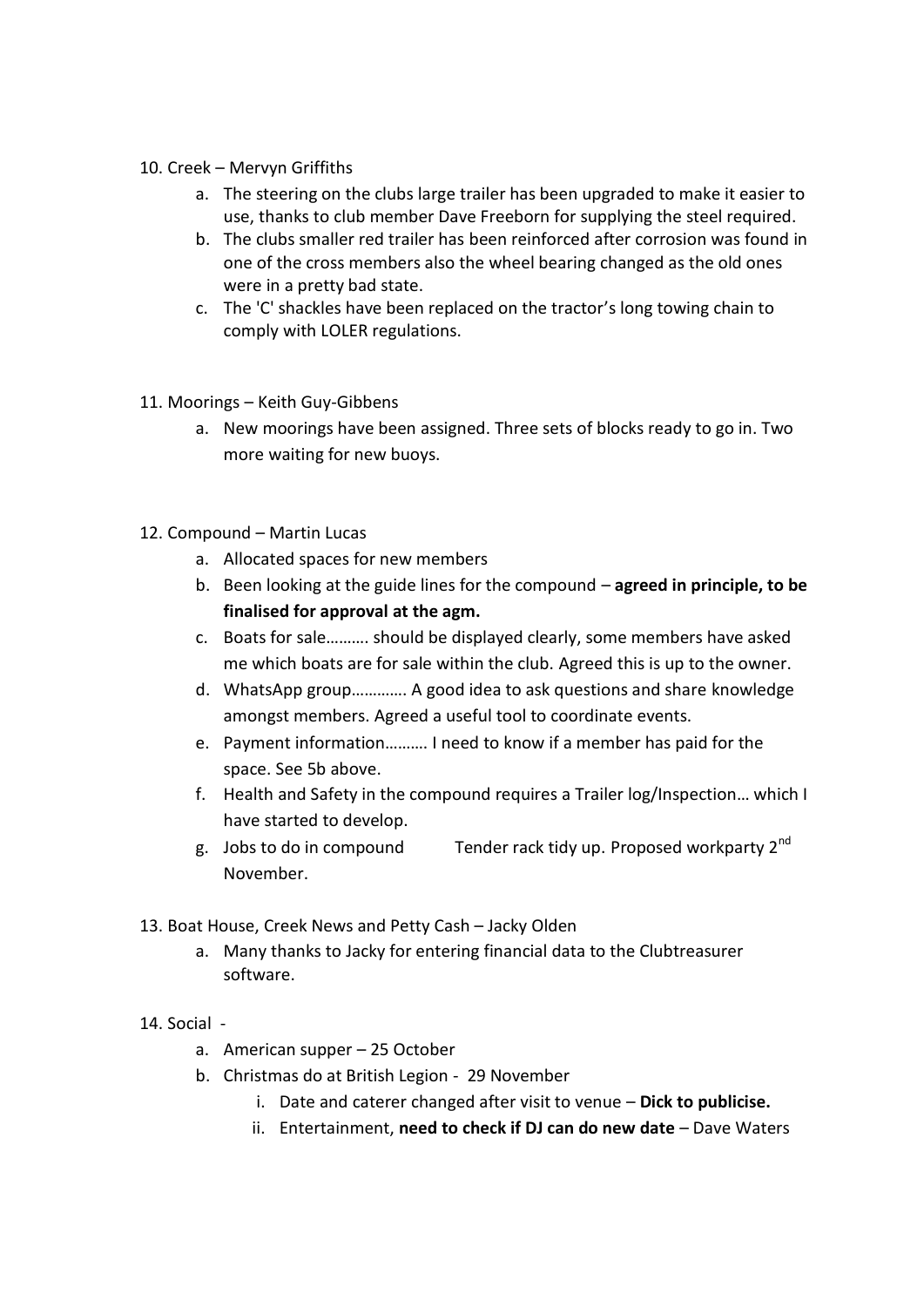10. Creek – Mervyn Griffiths
    a. The steering on the clubs large trailer has been upgraded to make it easier to use, thanks to club member Dave Freeborn for supplying the steel required.
    b. The clubs smaller red trailer has been reinforced after corrosion was found in one of the cross members also the wheel bearing changed as the old ones were in a pretty bad state.
    c. The 'C' shackles have been replaced on the tractor's long towing chain to comply with LOLER regulations.

11. Moorings – Keith Guy-Gibbens
    a. New moorings have been assigned. Three sets of blocks ready to go in. Two more waiting for new buoys.

12. Compound – Martin Lucas
    a. Allocated spaces for new members
    b. Been looking at the guide lines for the compound – **agreed in principle, to be finalised for approval at the agm.**
    c. Boats for sale………. should be displayed clearly, some members have asked me which boats are for sale within the club. Agreed this is up to the owner.
    d. WhatsApp group…………. A good idea to ask questions and share knowledge amongst members. Agreed a useful tool to coordinate events.
    e. Payment information………. I need to know if a member has paid for the space. See 5b above.
    f. Health and Safety in the compound requires a Trailer log/Inspection… which I have started to develop.
    g. Jobs to do in compound Tender rack tidy up. Proposed workparty 2nd November.

13. Boat House, Creek News and Petty Cash – Jacky Olden
    a. Many thanks to Jacky for entering financial data to the Clubtreasurer software.

14. Social -
    a. American supper – 25 October
    b. Christmas do at British Legion - 29 November
        i. Date and caterer changed after visit to venue – **Dick to publicise.**
        ii. Entertainment, **need to check if DJ can do new date** – Dave Waters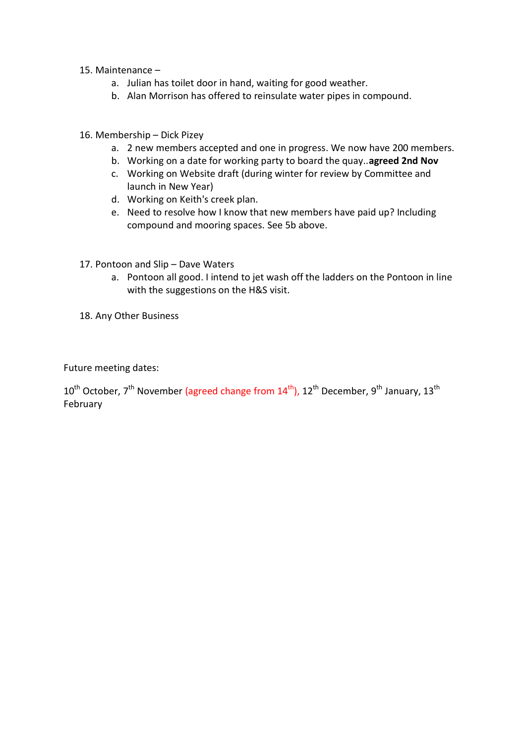15. Maintenance –
    a. Julian has toilet door in hand, waiting for good weather.
    b. Alan Morrison has offered to reinsulate water pipes in compound.

16. Membership – Dick Pizey
    a. 2 new members accepted and one in progress. We now have 200 members.
    b. Working on a date for working party to board the quay..**agreed 2nd Nov**
    c. Working on Website draft (during winter for review by Committee and launch in New Year)
    d. Working on Keith's creek plan.
    e. Need to resolve how I know that new members have paid up? Including compound and mooring spaces. See 5b above.

17. Pontoon and Slip – Dave Waters
    a. Pontoon all good. I intend to jet wash off the ladders on the Pontoon in line with the suggestions on the H&S visit.

18. Any Other Business

Future meeting dates:

10th October, 7th November (agreed change from 14th), 12th December, 9th January, 13th February